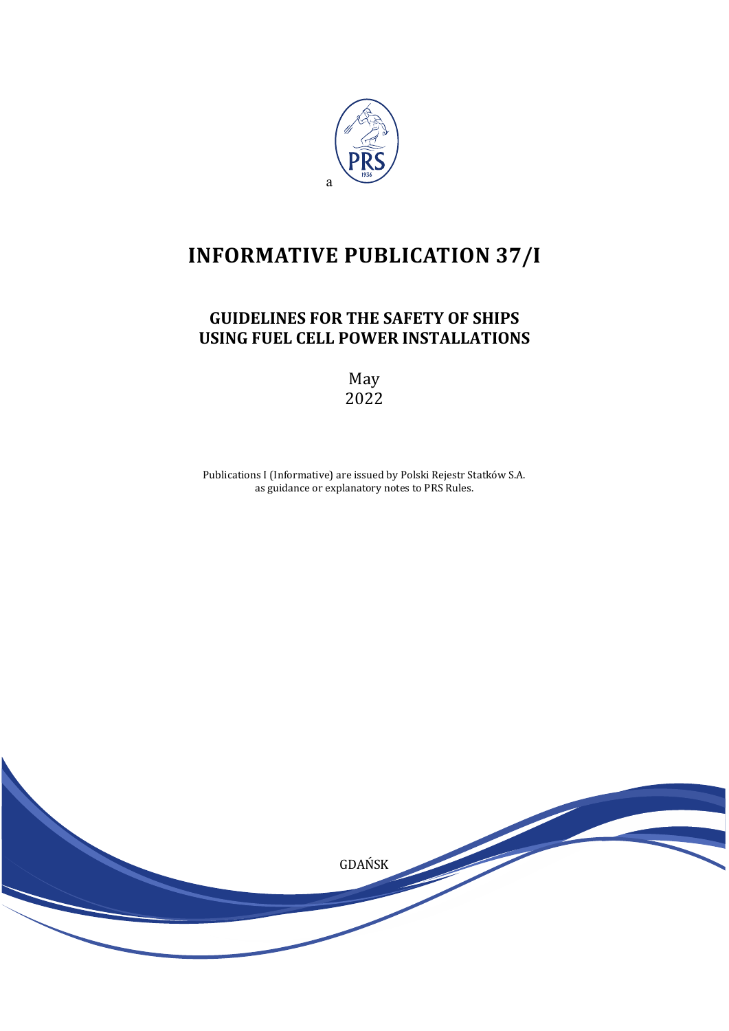a

# INFORMATIVE PUBLICATION 37/I

## GUIDELINES FOR THE SAFETY OF SHIPS USING FUEL CELL POWER INSTALLATIONS

May
2022

Publications I (Informative) are issued by Polski Rejestr Statków S.A. as guidance or explanatory notes to PRS Rules.

GDAŃSK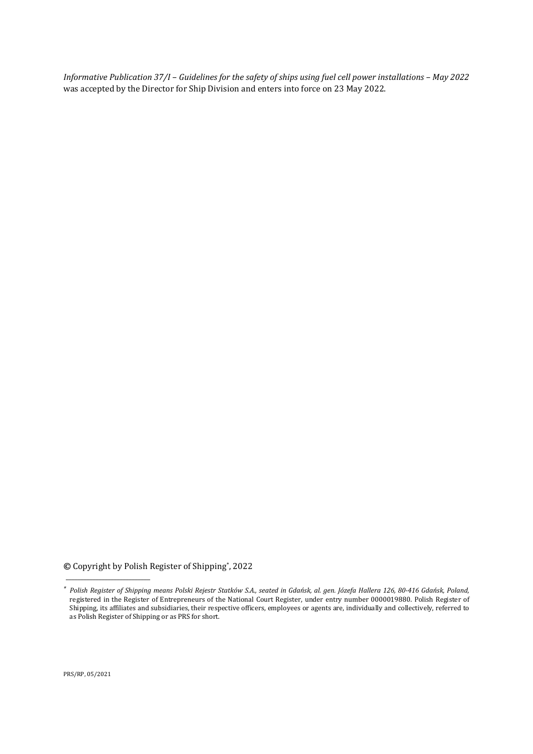*Informative Publication 37/I – Guidelines for the safety of ships using fuel cell power installations – May 2022* was accepted by the Director for Ship Division and enters into force on 23 May 2022.

© Copyright by Polish Register of Shipping[*], 2022

[*] *Polish Register of Shipping means Polski Rejestr Statków S.A., seated in Gdańsk, al. gen. Józefa Hallera 126, 80-416 Gdańsk, Poland,* registered in the Register of Entrepreneurs of the National Court Register, under entry number 0000019880. Polish Register of Shipping, its affiliates and subsidiaries, their respective officers, employees or agents are, individually and collectively, referred to as Polish Register of Shipping or as PRS for short.

PRS/RP, 05/2021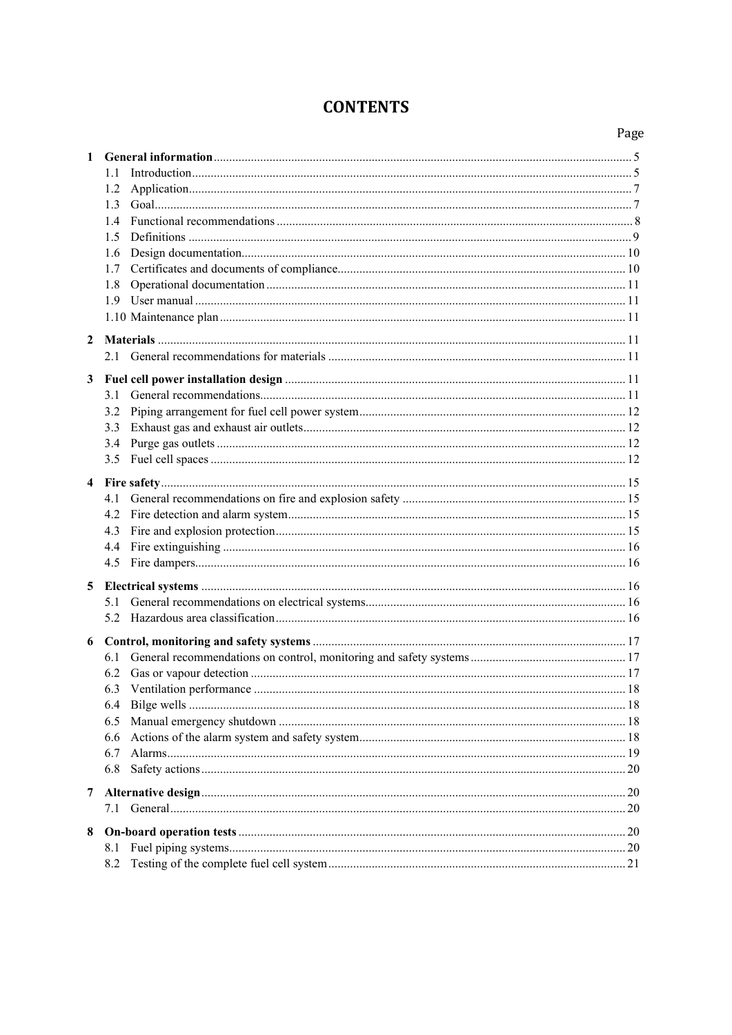# CONTENTS

| | | Page |
|---|---|---|
| **1** | **General information** | 5 |
| | 1.1 Introduction | 5 |
| | 1.2 Application | 7 |
| | 1.3 Goal | 7 |
| | 1.4 Functional recommendations | 8 |
| | 1.5 Definitions | 9 |
| | 1.6 Design documentation | 10 |
| | 1.7 Certificates and documents of compliance | 10 |
| | 1.8 Operational documentation | 11 |
| | 1.9 User manual | 11 |
| | 1.10 Maintenance plan | 11 |
| **2** | **Materials** | 11 |
| | 2.1 General recommendations for materials | 11 |
| **3** | **Fuel cell power installation design** | 11 |
| | 3.1 General recommendations | 11 |
| | 3.2 Piping arrangement for fuel cell power system | 12 |
| | 3.3 Exhaust gas and exhaust air outlets | 12 |
| | 3.4 Purge gas outlets | 12 |
| | 3.5 Fuel cell spaces | 12 |
| **4** | **Fire safety** | 15 |
| | 4.1 General recommendations on fire and explosion safety | 15 |
| | 4.2 Fire detection and alarm system | 15 |
| | 4.3 Fire and explosion protection | 15 |
| | 4.4 Fire extinguishing | 16 |
| | 4.5 Fire dampers | 16 |
| **5** | **Electrical systems** | 16 |
| | 5.1 General recommendations on electrical systems | 16 |
| | 5.2 Hazardous area classification | 16 |
| **6** | **Control, monitoring and safety systems** | 17 |
| | 6.1 General recommendations on control, monitoring and safety systems | 17 |
| | 6.2 Gas or vapour detection | 17 |
| | 6.3 Ventilation performance | 18 |
| | 6.4 Bilge wells | 18 |
| | 6.5 Manual emergency shutdown | 18 |
| | 6.6 Actions of the alarm system and safety system | 18 |
| | 6.7 Alarms | 19 |
| | 6.8 Safety actions | 20 |
| **7** | **Alternative design** | 20 |
| | 7.1 General | 20 |
| **8** | **On-board operation tests** | 20 |
| | 8.1 Fuel piping systems | 20 |
| | 8.2 Testing of the complete fuel cell system | 21 |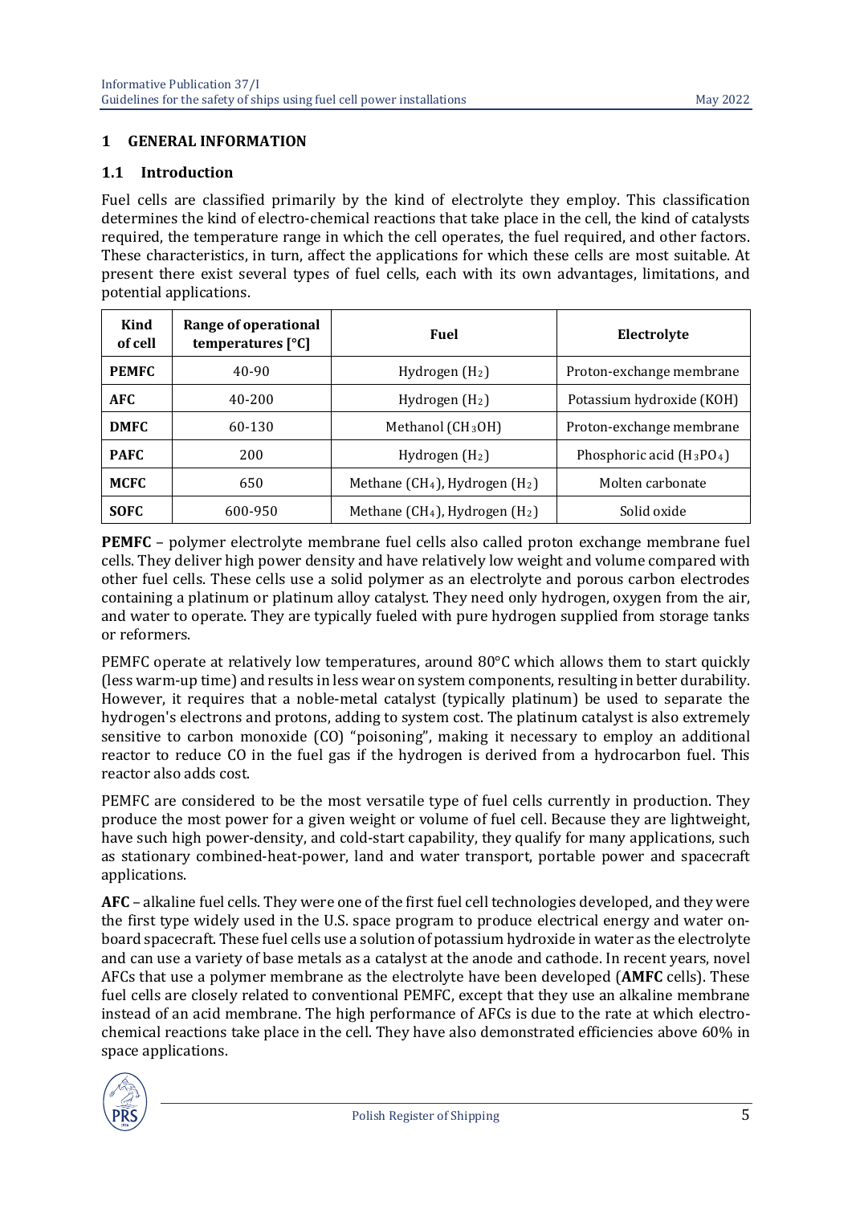# 1 GENERAL INFORMATION

## 1.1 Introduction

Fuel cells are classified primarily by the kind of electrolyte they employ. This classification determines the kind of electro-chemical reactions that take place in the cell, the kind of catalysts required, the temperature range in which the cell operates, the fuel required, and other factors. These characteristics, in turn, affect the applications for which these cells are most suitable. At present there exist several types of fuel cells, each with its own advantages, limitations, and potential applications.

| Kind of cell | Range of operational temperatures [°C] | Fuel | Electrolyte |
|---|---|---|---|
| **PEMFC** | 40-90 | Hydrogen ($H_2$) | Proton-exchange membrane |
| **AFC** | 40-200 | Hydrogen ($H_2$) | Potassium hydroxide (KOH) |
| **DMFC** | 60-130 | Methanol ($CH_3OH$) | Proton-exchange membrane |
| **PAFC** | 200 | Hydrogen ($H_2$) | Phosphoric acid ($H_3PO_4$) |
| **MCFC** | 650 | Methane ($CH_4$), Hydrogen ($H_2$) | Molten carbonate |
| **SOFC** | 600-950 | Methane ($CH_4$), Hydrogen ($H_2$) | Solid oxide |

**PEMFC** – polymer electrolyte membrane fuel cells also called proton exchange membrane fuel cells. They deliver high power density and have relatively low weight and volume compared with other fuel cells. These cells use a solid polymer as an electrolyte and porous carbon electrodes containing a platinum or platinum alloy catalyst. They need only hydrogen, oxygen from the air, and water to operate. They are typically fueled with pure hydrogen supplied from storage tanks or reformers.

PEMFC operate at relatively low temperatures, around 80°C which allows them to start quickly (less warm-up time) and results in less wear on system components, resulting in better durability. However, it requires that a noble-metal catalyst (typically platinum) be used to separate the hydrogen's electrons and protons, adding to system cost. The platinum catalyst is also extremely sensitive to carbon monoxide (CO) "poisoning", making it necessary to employ an additional reactor to reduce CO in the fuel gas if the hydrogen is derived from a hydrocarbon fuel. This reactor also adds cost.

PEMFC are considered to be the most versatile type of fuel cells currently in production. They produce the most power for a given weight or volume of fuel cell. Because they are lightweight, have such high power-density, and cold-start capability, they qualify for many applications, such as stationary combined-heat-power, land and water transport, portable power and spacecraft applications.

**AFC** – alkaline fuel cells. They were one of the first fuel cell technologies developed, and they were the first type widely used in the U.S. space program to produce electrical energy and water on-board spacecraft. These fuel cells use a solution of potassium hydroxide in water as the electrolyte and can use a variety of base metals as a catalyst at the anode and cathode. In recent years, novel AFCs that use a polymer membrane as the electrolyte have been developed (**AMFC** cells). These fuel cells are closely related to conventional PEMFC, except that they use an alkaline membrane instead of an acid membrane. The high performance of AFCs is due to the rate at which electro-chemical reactions take place in the cell. They have also demonstrated efficiencies above 60% in space applications.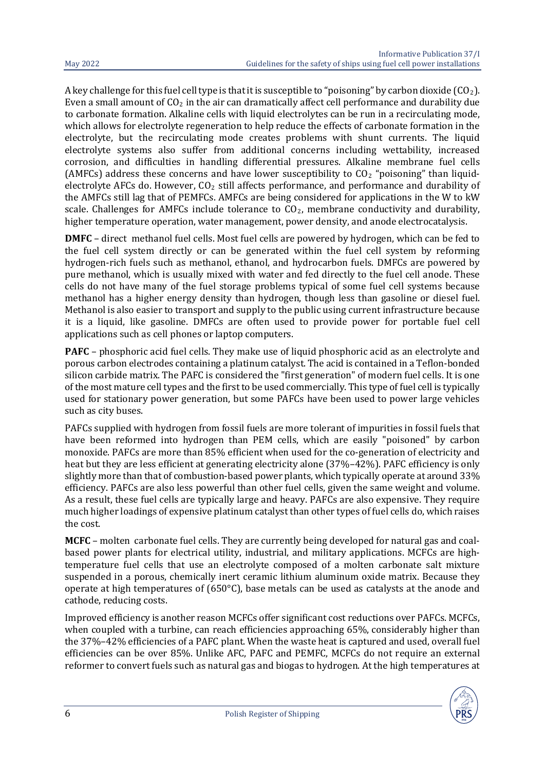A key challenge for this fuel cell type is that it is susceptible to "poisoning" by carbon dioxide ($CO_2$). Even a small amount of $CO_2$ in the air can dramatically affect cell performance and durability due to carbonate formation. Alkaline cells with liquid electrolytes can be run in a recirculating mode, which allows for electrolyte regeneration to help reduce the effects of carbonate formation in the electrolyte, but the recirculating mode creates problems with shunt currents. The liquid electrolyte systems also suffer from additional concerns including wettability, increased corrosion, and difficulties in handling differential pressures. Alkaline membrane fuel cells (AMFCs) address these concerns and have lower susceptibility to $CO_2$ "poisoning" than liquid-electrolyte AFCs do. However, $CO_2$ still affects performance, and performance and durability of the AMFCs still lag that of PEMFCs. AMFCs are being considered for applications in the W to kW scale. Challenges for AMFCs include tolerance to $CO_2$, membrane conductivity and durability, higher temperature operation, water management, power density, and anode electrocatalysis.

**DMFC** – direct methanol fuel cells. Most fuel cells are powered by hydrogen, which can be fed to the fuel cell system directly or can be generated within the fuel cell system by reforming hydrogen-rich fuels such as methanol, ethanol, and hydrocarbon fuels. DMFCs are powered by pure methanol, which is usually mixed with water and fed directly to the fuel cell anode. These cells do not have many of the fuel storage problems typical of some fuel cell systems because methanol has a higher energy density than hydrogen, though less than gasoline or diesel fuel. Methanol is also easier to transport and supply to the public using current infrastructure because it is a liquid, like gasoline. DMFCs are often used to provide power for portable fuel cell applications such as cell phones or laptop computers.

**PAFC** – phosphoric acid fuel cells. They make use of liquid phosphoric acid as an electrolyte and porous carbon electrodes containing a platinum catalyst. The acid is contained in a Teflon-bonded silicon carbide matrix. The PAFC is considered the "first generation" of modern fuel cells. It is one of the most mature cell types and the first to be used commercially. This type of fuel cell is typically used for stationary power generation, but some PAFCs have been used to power large vehicles such as city buses.

PAFCs supplied with hydrogen from fossil fuels are more tolerant of impurities in fossil fuels that have been reformed into hydrogen than PEM cells, which are easily "poisoned" by carbon monoxide. PAFCs are more than 85% efficient when used for the co-generation of electricity and heat but they are less efficient at generating electricity alone (37%–42%). PAFC efficiency is only slightly more than that of combustion-based power plants, which typically operate at around 33% efficiency. PAFCs are also less powerful than other fuel cells, given the same weight and volume. As a result, these fuel cells are typically large and heavy. PAFCs are also expensive. They require much higher loadings of expensive platinum catalyst than other types of fuel cells do, which raises the cost.

**MCFC** – molten carbonate fuel cells. They are currently being developed for natural gas and coal-based power plants for electrical utility, industrial, and military applications. MCFCs are high-temperature fuel cells that use an electrolyte composed of a molten carbonate salt mixture suspended in a porous, chemically inert ceramic lithium aluminum oxide matrix. Because they operate at high temperatures of (650°C), base metals can be used as catalysts at the anode and cathode, reducing costs.

Improved efficiency is another reason MCFCs offer significant cost reductions over PAFCs. MCFCs, when coupled with a turbine, can reach efficiencies approaching 65%, considerably higher than the 37%–42% efficiencies of a PAFC plant. When the waste heat is captured and used, overall fuel efficiencies can be over 85%. Unlike AFC, PAFC and PEMFC, MCFCs do not require an external reformer to convert fuels such as natural gas and biogas to hydrogen. At the high temperatures at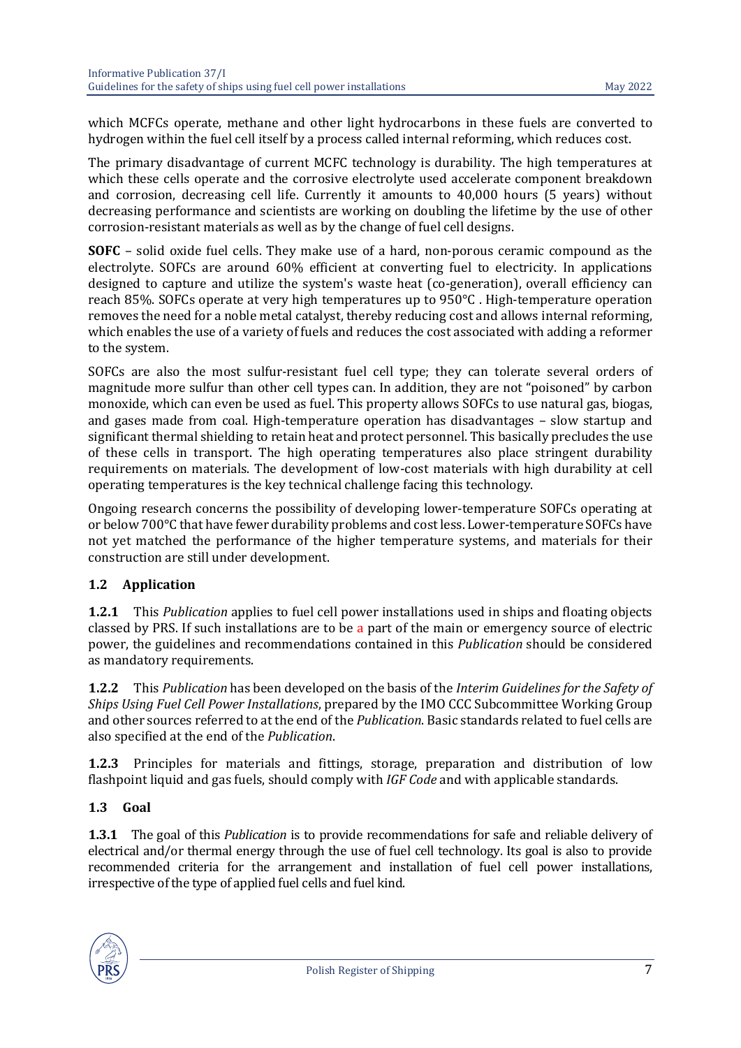which MCFCs operate, methane and other light hydrocarbons in these fuels are converted to hydrogen within the fuel cell itself by a process called internal reforming, which reduces cost.

The primary disadvantage of current MCFC technology is durability. The high temperatures at which these cells operate and the corrosive electrolyte used accelerate component breakdown and corrosion, decreasing cell life. Currently it amounts to 40,000 hours (5 years) without decreasing performance and scientists are working on doubling the lifetime by the use of other corrosion-resistant materials as well as by the change of fuel cell designs.

**SOFC** – solid oxide fuel cells. They make use of a hard, non-porous ceramic compound as the electrolyte. SOFCs are around 60% efficient at converting fuel to electricity. In applications designed to capture and utilize the system's waste heat (co-generation), overall efficiency can reach 85%. SOFCs operate at very high temperatures up to 950°C . High-temperature operation removes the need for a noble metal catalyst, thereby reducing cost and allows internal reforming, which enables the use of a variety of fuels and reduces the cost associated with adding a reformer to the system.

SOFCs are also the most sulfur-resistant fuel cell type; they can tolerate several orders of magnitude more sulfur than other cell types can. In addition, they are not "poisoned" by carbon monoxide, which can even be used as fuel. This property allows SOFCs to use natural gas, biogas, and gases made from coal. High-temperature operation has disadvantages – slow startup and significant thermal shielding to retain heat and protect personnel. This basically precludes the use of these cells in transport. The high operating temperatures also place stringent durability requirements on materials. The development of low-cost materials with high durability at cell operating temperatures is the key technical challenge facing this technology.

Ongoing research concerns the possibility of developing lower-temperature SOFCs operating at or below 700°C that have fewer durability problems and cost less. Lower-temperature SOFCs have not yet matched the performance of the higher temperature systems, and materials for their construction are still under development.

## 1.2 Application

**1.2.1** This *Publication* applies to fuel cell power installations used in ships and floating objects classed by PRS. If such installations are to be a part of the main or emergency source of electric power, the guidelines and recommendations contained in this *Publication* should be considered as mandatory requirements.

**1.2.2** This *Publication* has been developed on the basis of the *Interim Guidelines for the Safety of Ships Using Fuel Cell Power Installations*, prepared by the IMO CCC Subcommittee Working Group and other sources referred to at the end of the *Publication*. Basic standards related to fuel cells are also specified at the end of the *Publication*.

**1.2.3** Principles for materials and fittings, storage, preparation and distribution of low flashpoint liquid and gas fuels, should comply with *IGF Code* and with applicable standards.

## 1.3 Goal

**1.3.1** The goal of this *Publication* is to provide recommendations for safe and reliable delivery of electrical and/or thermal energy through the use of fuel cell technology. Its goal is also to provide recommended criteria for the arrangement and installation of fuel cell power installations, irrespective of the type of applied fuel cells and fuel kind.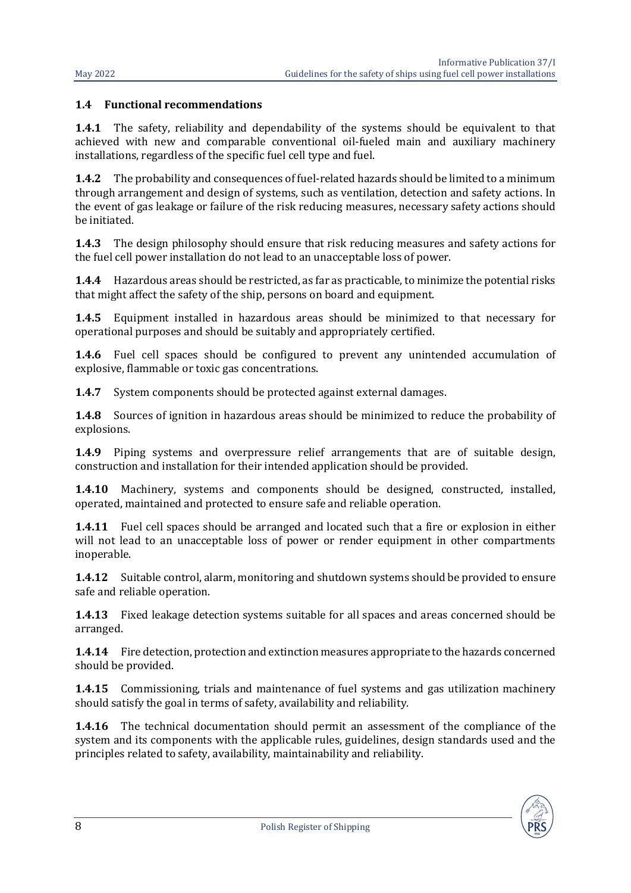### 1.4 Functional recommendations

**1.4.1** The safety, reliability and dependability of the systems should be equivalent to that achieved with new and comparable conventional oil-fueled main and auxiliary machinery installations, regardless of the specific fuel cell type and fuel.

**1.4.2** The probability and consequences of fuel-related hazards should be limited to a minimum through arrangement and design of systems, such as ventilation, detection and safety actions. In the event of gas leakage or failure of the risk reducing measures, necessary safety actions should be initiated.

**1.4.3** The design philosophy should ensure that risk reducing measures and safety actions for the fuel cell power installation do not lead to an unacceptable loss of power.

**1.4.4** Hazardous areas should be restricted, as far as practicable, to minimize the potential risks that might affect the safety of the ship, persons on board and equipment.

**1.4.5** Equipment installed in hazardous areas should be minimized to that necessary for operational purposes and should be suitably and appropriately certified.

**1.4.6** Fuel cell spaces should be configured to prevent any unintended accumulation of explosive, flammable or toxic gas concentrations.

**1.4.7** System components should be protected against external damages.

**1.4.8** Sources of ignition in hazardous areas should be minimized to reduce the probability of explosions.

**1.4.9** Piping systems and overpressure relief arrangements that are of suitable design, construction and installation for their intended application should be provided.

**1.4.10** Machinery, systems and components should be designed, constructed, installed, operated, maintained and protected to ensure safe and reliable operation.

**1.4.11** Fuel cell spaces should be arranged and located such that a fire or explosion in either will not lead to an unacceptable loss of power or render equipment in other compartments inoperable.

**1.4.12** Suitable control, alarm, monitoring and shutdown systems should be provided to ensure safe and reliable operation.

**1.4.13** Fixed leakage detection systems suitable for all spaces and areas concerned should be arranged.

**1.4.14** Fire detection, protection and extinction measures appropriate to the hazards concerned should be provided.

**1.4.15** Commissioning, trials and maintenance of fuel systems and gas utilization machinery should satisfy the goal in terms of safety, availability and reliability.

**1.4.16** The technical documentation should permit an assessment of the compliance of the system and its components with the applicable rules, guidelines, design standards used and the principles related to safety, availability, maintainability and reliability.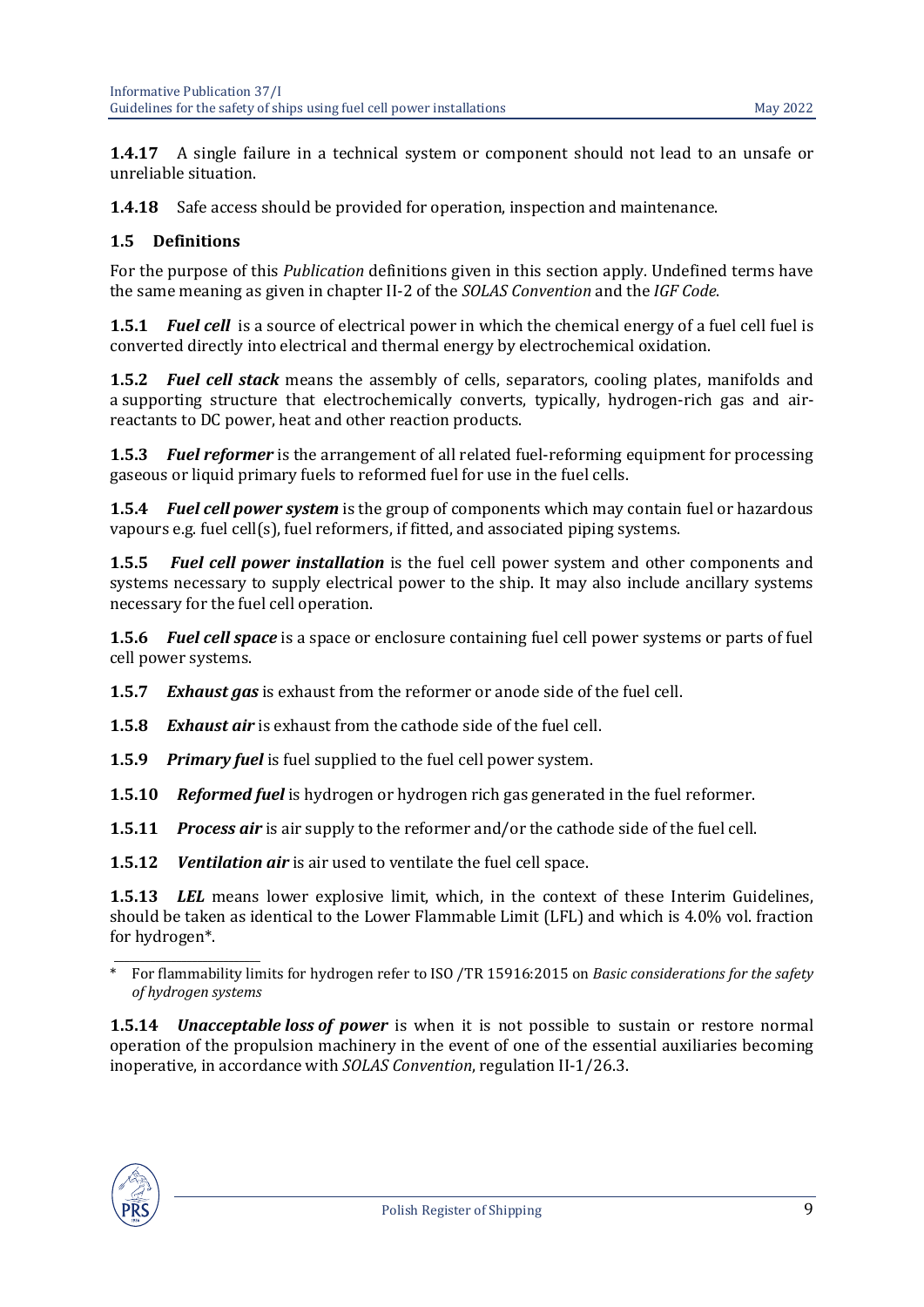**1.4.17** A single failure in a technical system or component should not lead to an unsafe or unreliable situation.

**1.4.18** Safe access should be provided for operation, inspection and maintenance.

## 1.5 Definitions

For the purpose of this *Publication* definitions given in this section apply. Undefined terms have the same meaning as given in chapter II-2 of the *SOLAS Convention* and the *IGF Code*.

**1.5.1** ***Fuel cell*** is a source of electrical power in which the chemical energy of a fuel cell fuel is converted directly into electrical and thermal energy by electrochemical oxidation.

**1.5.2** ***Fuel cell stack*** means the assembly of cells, separators, cooling plates, manifolds and a supporting structure that electrochemically converts, typically, hydrogen-rich gas and air-reactants to DC power, heat and other reaction products.

**1.5.3** ***Fuel reformer*** is the arrangement of all related fuel-reforming equipment for processing gaseous or liquid primary fuels to reformed fuel for use in the fuel cells.

**1.5.4** ***Fuel cell power system*** is the group of components which may contain fuel or hazardous vapours e.g. fuel cell(s), fuel reformers, if fitted, and associated piping systems.

**1.5.5** ***Fuel cell power installation*** is the fuel cell power system and other components and systems necessary to supply electrical power to the ship. It may also include ancillary systems necessary for the fuel cell operation.

**1.5.6** ***Fuel cell space*** is a space or enclosure containing fuel cell power systems or parts of fuel cell power systems.

**1.5.7** ***Exhaust gas*** is exhaust from the reformer or anode side of the fuel cell.

**1.5.8** ***Exhaust air*** is exhaust from the cathode side of the fuel cell.

**1.5.9** ***Primary fuel*** is fuel supplied to the fuel cell power system.

**1.5.10** ***Reformed fuel*** is hydrogen or hydrogen rich gas generated in the fuel reformer.

**1.5.11** ***Process air*** is air supply to the reformer and/or the cathode side of the fuel cell.

**1.5.12** ***Ventilation air*** is air used to ventilate the fuel cell space.

**1.5.13** ***LEL*** means lower explosive limit, which, in the context of these Interim Guidelines, should be taken as identical to the Lower Flammable Limit (LFL) and which is 4.0% vol. fraction for hydrogen*.

\* For flammability limits for hydrogen refer to ISO /TR 15916:2015 on *Basic considerations for the safety of hydrogen systems*

**1.5.14** ***Unacceptable loss of power*** is when it is not possible to sustain or restore normal operation of the propulsion machinery in the event of one of the essential auxiliaries becoming inoperative, in accordance with *SOLAS Convention*, regulation II-1/26.3.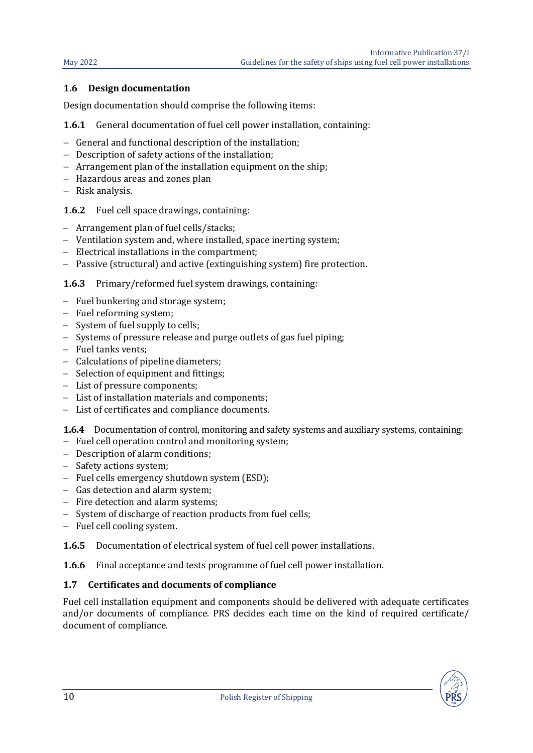## 1.6 Design documentation

Design documentation should comprise the following items:

**1.6.1** General documentation of fuel cell power installation, containing:

- General and functional description of the installation;
- Description of safety actions of the installation;
- Arrangement plan of the installation equipment on the ship;
- Hazardous areas and zones plan
- Risk analysis.

**1.6.2** Fuel cell space drawings, containing:

- Arrangement plan of fuel cells/stacks;
- Ventilation system and, where installed, space inerting system;
- Electrical installations in the compartment;
- Passive (structural) and active (extinguishing system) fire protection.

**1.6.3** Primary/reformed fuel system drawings, containing:

- Fuel bunkering and storage system;
- Fuel reforming system;
- System of fuel supply to cells;
- Systems of pressure release and purge outlets of gas fuel piping;
- Fuel tanks vents;
- Calculations of pipeline diameters;
- Selection of equipment and fittings;
- List of pressure components;
- List of installation materials and components;
- List of certificates and compliance documents.

**1.6.4** Documentation of control, monitoring and safety systems and auxiliary systems, containing:

- Fuel cell operation control and monitoring system;
- Description of alarm conditions;
- Safety actions system;
- Fuel cells emergency shutdown system (ESD);
- Gas detection and alarm system;
- Fire detection and alarm systems;
- System of discharge of reaction products from fuel cells;
- Fuel cell cooling system.

**1.6.5** Documentation of electrical system of fuel cell power installations.

**1.6.6** Final acceptance and tests programme of fuel cell power installation.

## 1.7 Certificates and documents of compliance

Fuel cell installation equipment and components should be delivered with adequate certificates and/or documents of compliance. PRS decides each time on the kind of required certificate/ document of compliance.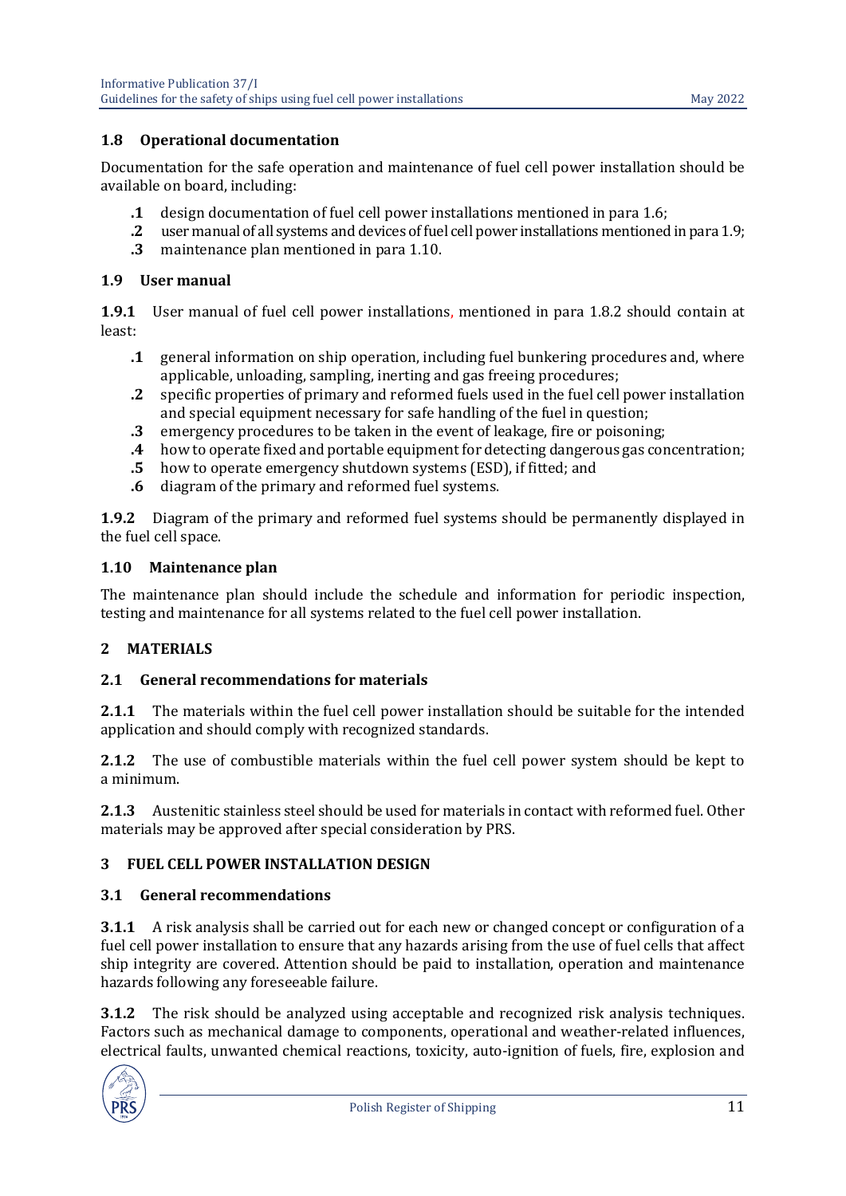### 1.8 Operational documentation

Documentation for the safe operation and maintenance of fuel cell power installation should be available on board, including:

- **.1** design documentation of fuel cell power installations mentioned in para 1.6;
- **.2** user manual of all systems and devices of fuel cell power installations mentioned in para 1.9;
- **.3** maintenance plan mentioned in para 1.10.

### 1.9 User manual

**1.9.1** User manual of fuel cell power installations, mentioned in para 1.8.2 should contain at least:

- **.1** general information on ship operation, including fuel bunkering procedures and, where applicable, unloading, sampling, inerting and gas freeing procedures;
- **.2** specific properties of primary and reformed fuels used in the fuel cell power installation and special equipment necessary for safe handling of the fuel in question;
- **.3** emergency procedures to be taken in the event of leakage, fire or poisoning;
- **.4** how to operate fixed and portable equipment for detecting dangerous gas concentration;
- **.5** how to operate emergency shutdown systems (ESD), if fitted; and
- **.6** diagram of the primary and reformed fuel systems.

**1.9.2** Diagram of the primary and reformed fuel systems should be permanently displayed in the fuel cell space.

### 1.10 Maintenance plan

The maintenance plan should include the schedule and information for periodic inspection, testing and maintenance for all systems related to the fuel cell power installation.

## 2 MATERIALS

### 2.1 General recommendations for materials

**2.1.1** The materials within the fuel cell power installation should be suitable for the intended application and should comply with recognized standards.

**2.1.2** The use of combustible materials within the fuel cell power system should be kept to a minimum.

**2.1.3** Austenitic stainless steel should be used for materials in contact with reformed fuel. Other materials may be approved after special consideration by PRS.

## 3 FUEL CELL POWER INSTALLATION DESIGN

### 3.1 General recommendations

**3.1.1** A risk analysis shall be carried out for each new or changed concept or configuration of a fuel cell power installation to ensure that any hazards arising from the use of fuel cells that affect ship integrity are covered. Attention should be paid to installation, operation and maintenance hazards following any foreseeable failure.

**3.1.2** The risk should be analyzed using acceptable and recognized risk analysis techniques. Factors such as mechanical damage to components, operational and weather-related influences, electrical faults, unwanted chemical reactions, toxicity, auto-ignition of fuels, fire, explosion and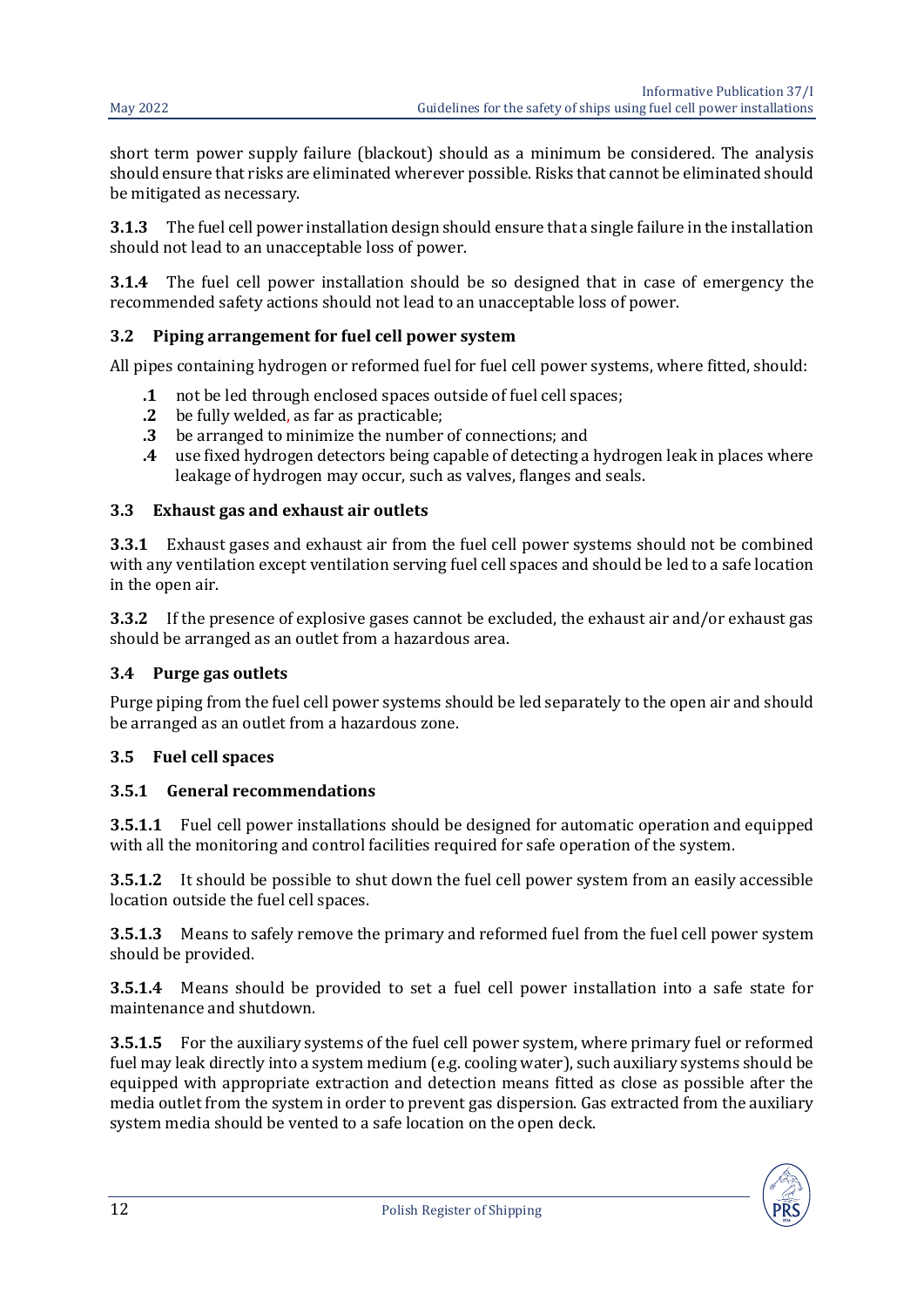short term power supply failure (blackout) should as a minimum be considered. The analysis should ensure that risks are eliminated wherever possible. Risks that cannot be eliminated should be mitigated as necessary.

**3.1.3** The fuel cell power installation design should ensure that a single failure in the installation should not lead to an unacceptable loss of power.

**3.1.4** The fuel cell power installation should be so designed that in case of emergency the recommended safety actions should not lead to an unacceptable loss of power.

### 3.2 Piping arrangement for fuel cell power system

All pipes containing hydrogen or reformed fuel for fuel cell power systems, where fitted, should:

- **.1** not be led through enclosed spaces outside of fuel cell spaces;
- **.2** be fully welded, as far as practicable;
- **.3** be arranged to minimize the number of connections; and
- **.4** use fixed hydrogen detectors being capable of detecting a hydrogen leak in places where leakage of hydrogen may occur, such as valves, flanges and seals.

### 3.3 Exhaust gas and exhaust air outlets

**3.3.1** Exhaust gases and exhaust air from the fuel cell power systems should not be combined with any ventilation except ventilation serving fuel cell spaces and should be led to a safe location in the open air.

**3.3.2** If the presence of explosive gases cannot be excluded, the exhaust air and/or exhaust gas should be arranged as an outlet from a hazardous area.

### 3.4 Purge gas outlets

Purge piping from the fuel cell power systems should be led separately to the open air and should be arranged as an outlet from a hazardous zone.

### 3.5 Fuel cell spaces

#### 3.5.1 General recommendations

**3.5.1.1** Fuel cell power installations should be designed for automatic operation and equipped with all the monitoring and control facilities required for safe operation of the system.

**3.5.1.2** It should be possible to shut down the fuel cell power system from an easily accessible location outside the fuel cell spaces.

**3.5.1.3** Means to safely remove the primary and reformed fuel from the fuel cell power system should be provided.

**3.5.1.4** Means should be provided to set a fuel cell power installation into a safe state for maintenance and shutdown.

**3.5.1.5** For the auxiliary systems of the fuel cell power system, where primary fuel or reformed fuel may leak directly into a system medium (e.g. cooling water), such auxiliary systems should be equipped with appropriate extraction and detection means fitted as close as possible after the media outlet from the system in order to prevent gas dispersion. Gas extracted from the auxiliary system media should be vented to a safe location on the open deck.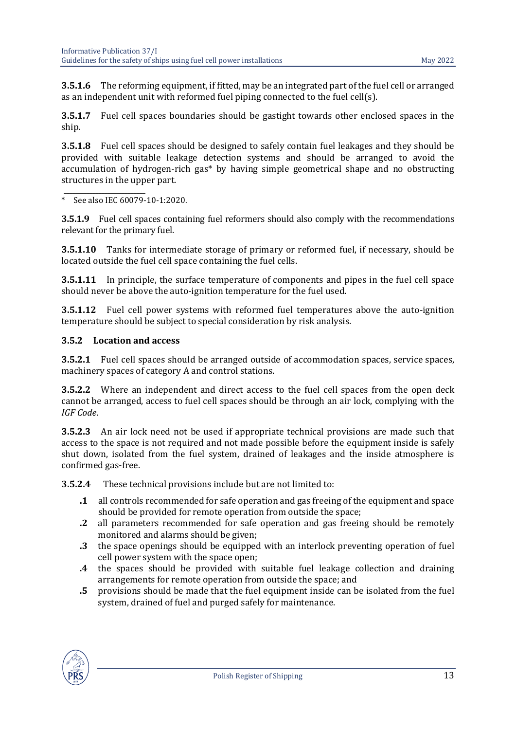**3.5.1.6** The reforming equipment, if fitted, may be an integrated part of the fuel cell or arranged as an independent unit with reformed fuel piping connected to the fuel cell(s).

**3.5.1.7** Fuel cell spaces boundaries should be gastight towards other enclosed spaces in the ship.

**3.5.1.8** Fuel cell spaces should be designed to safely contain fuel leakages and they should be provided with suitable leakage detection systems and should be arranged to avoid the accumulation of hydrogen-rich gas* by having simple geometrical shape and no obstructing structures in the upper part.

\* See also IEC 60079-10-1:2020.

**3.5.1.9** Fuel cell spaces containing fuel reformers should also comply with the recommendations relevant for the primary fuel.

**3.5.1.10** Tanks for intermediate storage of primary or reformed fuel, if necessary, should be located outside the fuel cell space containing the fuel cells.

**3.5.1.11** In principle, the surface temperature of components and pipes in the fuel cell space should never be above the auto-ignition temperature for the fuel used.

**3.5.1.12** Fuel cell power systems with reformed fuel temperatures above the auto-ignition temperature should be subject to special consideration by risk analysis.

### 3.5.2 Location and access

**3.5.2.1** Fuel cell spaces should be arranged outside of accommodation spaces, service spaces, machinery spaces of category A and control stations.

**3.5.2.2** Where an independent and direct access to the fuel cell spaces from the open deck cannot be arranged, access to fuel cell spaces should be through an air lock, complying with the *IGF Code*.

**3.5.2.3** An air lock need not be used if appropriate technical provisions are made such that access to the space is not required and not made possible before the equipment inside is safely shut down, isolated from the fuel system, drained of leakages and the inside atmosphere is confirmed gas-free.

**3.5.2.4** These technical provisions include but are not limited to:

- **.1** all controls recommended for safe operation and gas freeing of the equipment and space should be provided for remote operation from outside the space;
- **.2** all parameters recommended for safe operation and gas freeing should be remotely monitored and alarms should be given;
- **.3** the space openings should be equipped with an interlock preventing operation of fuel cell power system with the space open;
- **.4** the spaces should be provided with suitable fuel leakage collection and draining arrangements for remote operation from outside the space; and
- **.5** provisions should be made that the fuel equipment inside can be isolated from the fuel system, drained of fuel and purged safely for maintenance.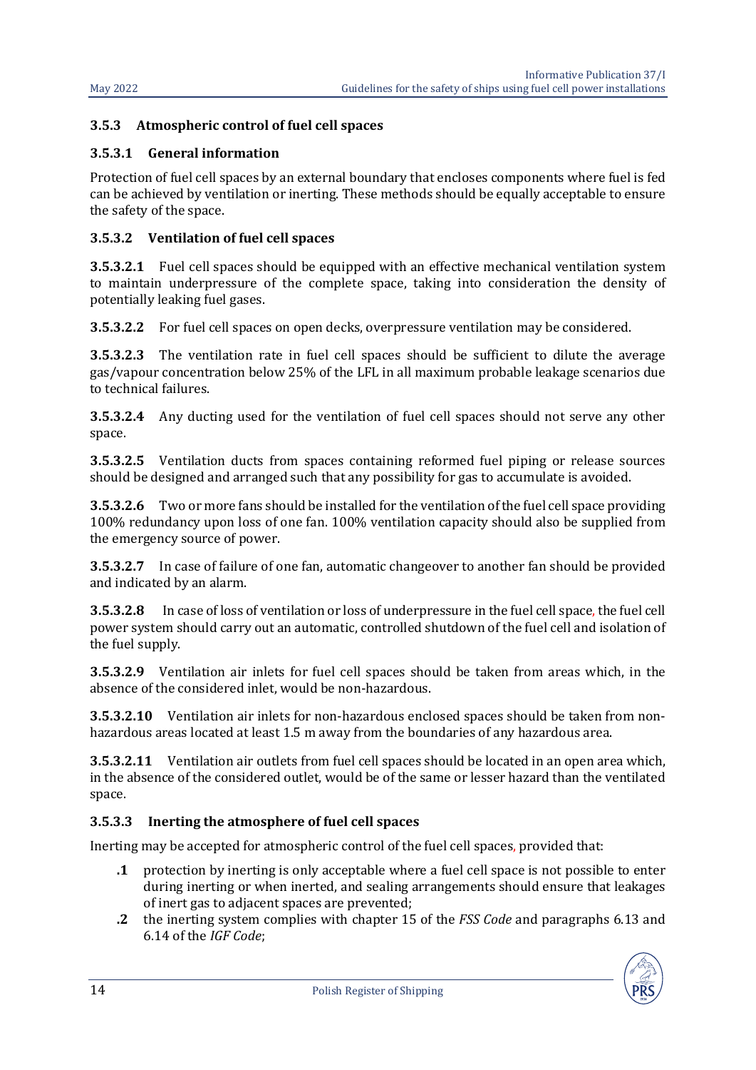### 3.5.3 Atmospheric control of fuel cell spaces

#### 3.5.3.1 General information

Protection of fuel cell spaces by an external boundary that encloses components where fuel is fed can be achieved by ventilation or inerting. These methods should be equally acceptable to ensure the safety of the space.

#### 3.5.3.2 Ventilation of fuel cell spaces

**3.5.3.2.1** Fuel cell spaces should be equipped with an effective mechanical ventilation system to maintain underpressure of the complete space, taking into consideration the density of potentially leaking fuel gases.

**3.5.3.2.2** For fuel cell spaces on open decks, overpressure ventilation may be considered.

**3.5.3.2.3** The ventilation rate in fuel cell spaces should be sufficient to dilute the average gas/vapour concentration below 25% of the LFL in all maximum probable leakage scenarios due to technical failures.

**3.5.3.2.4** Any ducting used for the ventilation of fuel cell spaces should not serve any other space.

**3.5.3.2.5** Ventilation ducts from spaces containing reformed fuel piping or release sources should be designed and arranged such that any possibility for gas to accumulate is avoided.

**3.5.3.2.6** Two or more fans should be installed for the ventilation of the fuel cell space providing 100% redundancy upon loss of one fan. 100% ventilation capacity should also be supplied from the emergency source of power.

**3.5.3.2.7** In case of failure of one fan, automatic changeover to another fan should be provided and indicated by an alarm.

**3.5.3.2.8** In case of loss of ventilation or loss of underpressure in the fuel cell space, the fuel cell power system should carry out an automatic, controlled shutdown of the fuel cell and isolation of the fuel supply.

**3.5.3.2.9** Ventilation air inlets for fuel cell spaces should be taken from areas which, in the absence of the considered inlet, would be non-hazardous.

**3.5.3.2.10** Ventilation air inlets for non-hazardous enclosed spaces should be taken from non-hazardous areas located at least 1.5 m away from the boundaries of any hazardous area.

**3.5.3.2.11** Ventilation air outlets from fuel cell spaces should be located in an open area which, in the absence of the considered outlet, would be of the same or lesser hazard than the ventilated space.

#### 3.5.3.3 Inerting the atmosphere of fuel cell spaces

Inerting may be accepted for atmospheric control of the fuel cell spaces, provided that:

- **.1** protection by inerting is only acceptable where a fuel cell space is not possible to enter during inerting or when inerted, and sealing arrangements should ensure that leakages of inert gas to adjacent spaces are prevented;
- **.2** the inerting system complies with chapter 15 of the *FSS Code* and paragraphs 6.13 and 6.14 of the *IGF Code*;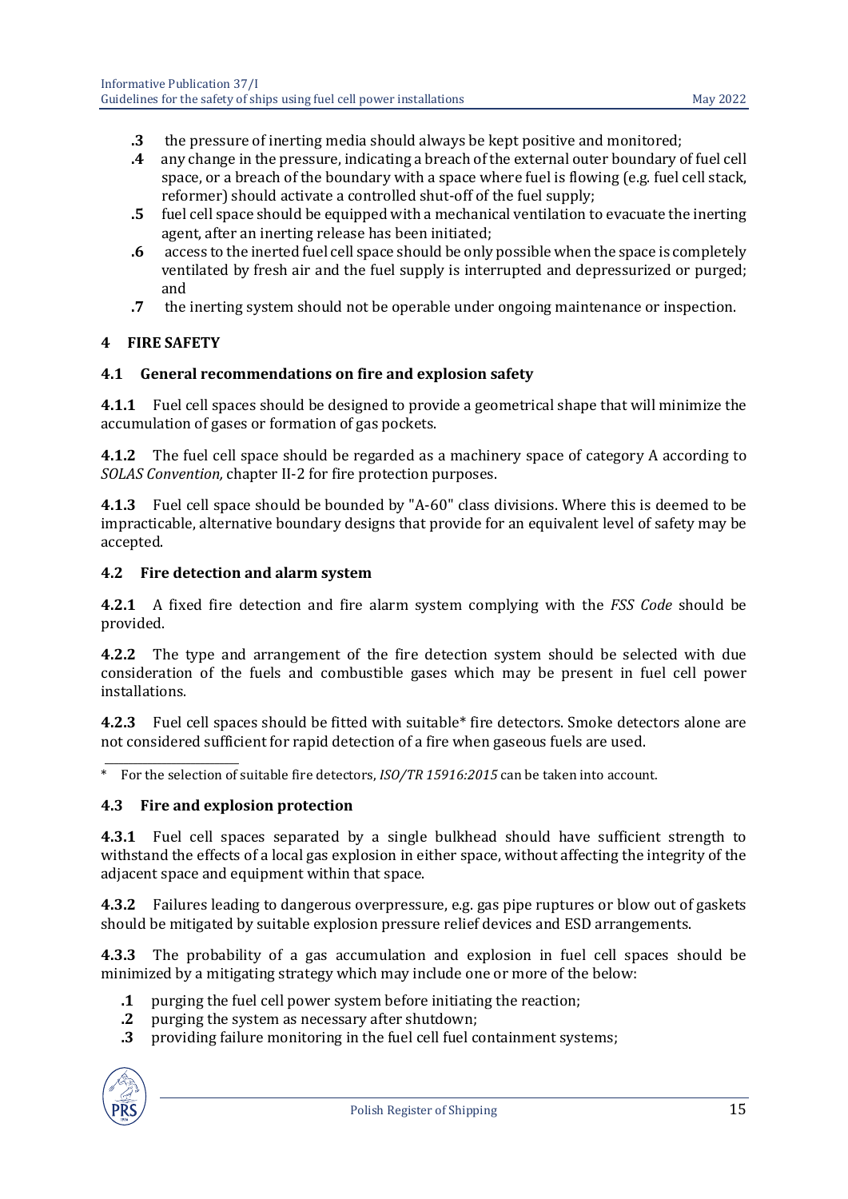**.3** the pressure of inerting media should always be kept positive and monitored;

**.4** any change in the pressure, indicating a breach of the external outer boundary of fuel cell space, or a breach of the boundary with a space where fuel is flowing (e.g. fuel cell stack, reformer) should activate a controlled shut-off of the fuel supply;

**.5** fuel cell space should be equipped with a mechanical ventilation to evacuate the inerting agent, after an inerting release has been initiated;

**.6** access to the inerted fuel cell space should be only possible when the space is completely ventilated by fresh air and the fuel supply is interrupted and depressurized or purged; and

**.7** the inerting system should not be operable under ongoing maintenance or inspection.

## 4 FIRE SAFETY

### 4.1 General recommendations on fire and explosion safety

**4.1.1** Fuel cell spaces should be designed to provide a geometrical shape that will minimize the accumulation of gases or formation of gas pockets.

**4.1.2** The fuel cell space should be regarded as a machinery space of category A according to *SOLAS Convention*, chapter II-2 for fire protection purposes.

**4.1.3** Fuel cell space should be bounded by "A-60" class divisions. Where this is deemed to be impracticable, alternative boundary designs that provide for an equivalent level of safety may be accepted.

### 4.2 Fire detection and alarm system

**4.2.1** A fixed fire detection and fire alarm system complying with the *FSS Code* should be provided.

**4.2.2** The type and arrangement of the fire detection system should be selected with due consideration of the fuels and combustible gases which may be present in fuel cell power installations.

**4.2.3** Fuel cell spaces should be fitted with suitable* fire detectors. Smoke detectors alone are not considered sufficient for rapid detection of a fire when gaseous fuels are used.

\* For the selection of suitable fire detectors, *ISO/TR 15916:2015* can be taken into account.

### 4.3 Fire and explosion protection

**4.3.1** Fuel cell spaces separated by a single bulkhead should have sufficient strength to withstand the effects of a local gas explosion in either space, without affecting the integrity of the adjacent space and equipment within that space.

**4.3.2** Failures leading to dangerous overpressure, e.g. gas pipe ruptures or blow out of gaskets should be mitigated by suitable explosion pressure relief devices and ESD arrangements.

**4.3.3** The probability of a gas accumulation and explosion in fuel cell spaces should be minimized by a mitigating strategy which may include one or more of the below:

**.1** purging the fuel cell power system before initiating the reaction;

**.2** purging the system as necessary after shutdown;

**.3** providing failure monitoring in the fuel cell fuel containment systems;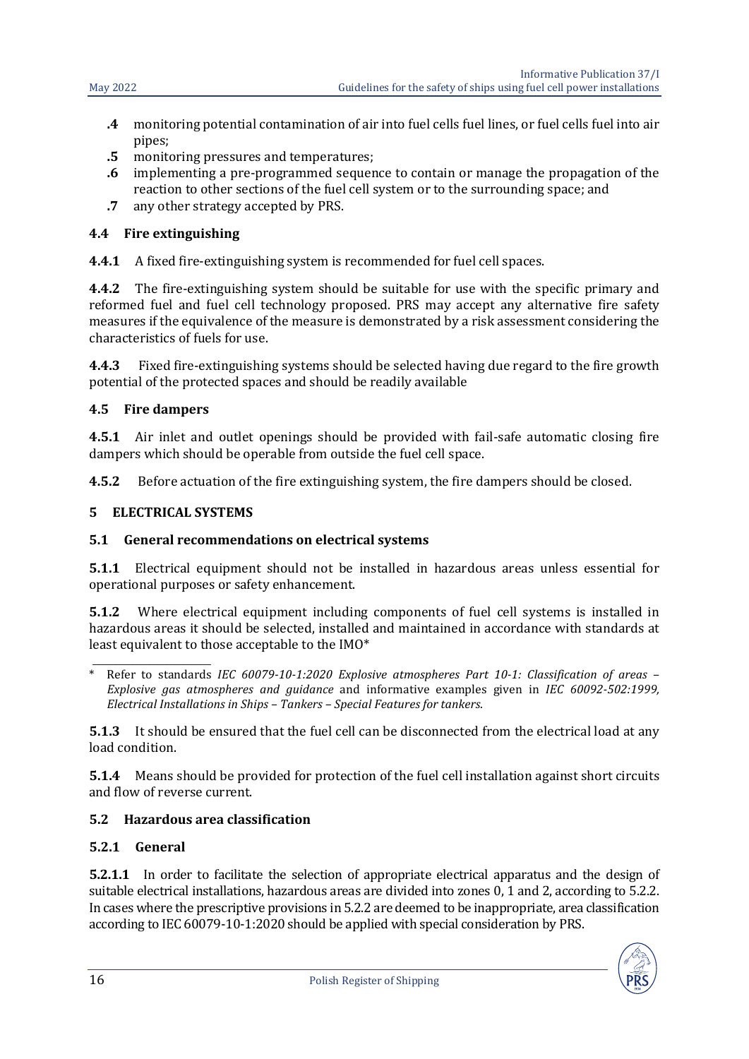**.4** monitoring potential contamination of air into fuel cells fuel lines, or fuel cells fuel into air pipes;

**.5** monitoring pressures and temperatures;

**.6** implementing a pre-programmed sequence to contain or manage the propagation of the reaction to other sections of the fuel cell system or to the surrounding space; and

**.7** any other strategy accepted by PRS.

### 4.4 Fire extinguishing

**4.4.1** A fixed fire-extinguishing system is recommended for fuel cell spaces.

**4.4.2** The fire-extinguishing system should be suitable for use with the specific primary and reformed fuel and fuel cell technology proposed. PRS may accept any alternative fire safety measures if the equivalence of the measure is demonstrated by a risk assessment considering the characteristics of fuels for use.

**4.4.3** Fixed fire-extinguishing systems should be selected having due regard to the fire growth potential of the protected spaces and should be readily available

### 4.5 Fire dampers

**4.5.1** Air inlet and outlet openings should be provided with fail-safe automatic closing fire dampers which should be operable from outside the fuel cell space.

**4.5.2** Before actuation of the fire extinguishing system, the fire dampers should be closed.

## 5 ELECTRICAL SYSTEMS

### 5.1 General recommendations on electrical systems

**5.1.1** Electrical equipment should not be installed in hazardous areas unless essential for operational purposes or safety enhancement.

**5.1.2** Where electrical equipment including components of fuel cell systems is installed in hazardous areas it should be selected, installed and maintained in accordance with standards at least equivalent to those acceptable to the IMO*

\* Refer to standards *IEC 60079-10-1:2020 Explosive atmospheres Part 10-1: Classification of areas – Explosive gas atmospheres and guidance* and informative examples given in *IEC 60092-502:1999, Electrical Installations in Ships – Tankers – Special Features for tankers*.

**5.1.3** It should be ensured that the fuel cell can be disconnected from the electrical load at any load condition.

**5.1.4** Means should be provided for protection of the fuel cell installation against short circuits and flow of reverse current.

### 5.2 Hazardous area classification

#### 5.2.1 General

**5.2.1.1** In order to facilitate the selection of appropriate electrical apparatus and the design of suitable electrical installations, hazardous areas are divided into zones 0, 1 and 2, according to 5.2.2. In cases where the prescriptive provisions in 5.2.2 are deemed to be inappropriate, area classification according to IEC 60079-10-1:2020 should be applied with special consideration by PRS.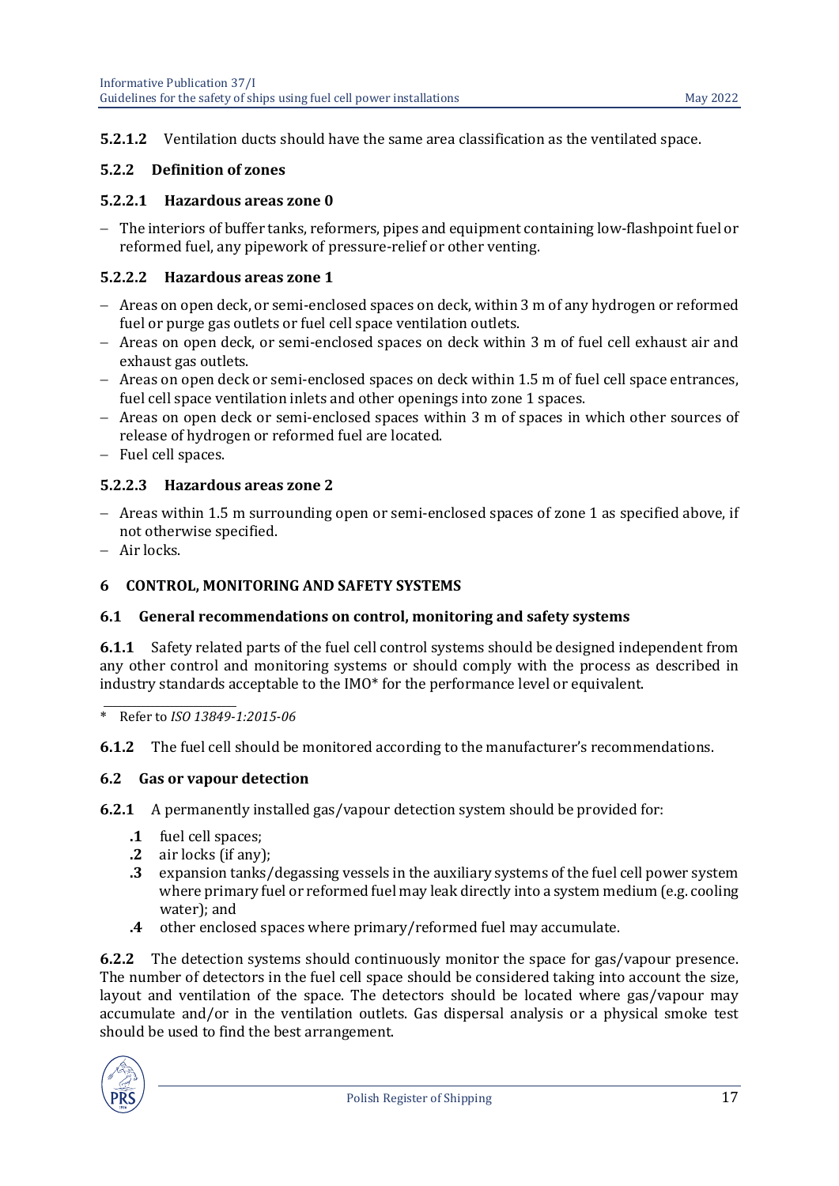**5.2.1.2** Ventilation ducts should have the same area classification as the ventilated space.

### 5.2.2 Definition of zones

#### 5.2.2.1 Hazardous areas zone 0

- The interiors of buffer tanks, reformers, pipes and equipment containing low-flashpoint fuel or reformed fuel, any pipework of pressure-relief or other venting.

#### 5.2.2.2 Hazardous areas zone 1

- Areas on open deck, or semi-enclosed spaces on deck, within 3 m of any hydrogen or reformed fuel or purge gas outlets or fuel cell space ventilation outlets.
- Areas on open deck, or semi-enclosed spaces on deck within 3 m of fuel cell exhaust air and exhaust gas outlets.
- Areas on open deck or semi-enclosed spaces on deck within 1.5 m of fuel cell space entrances, fuel cell space ventilation inlets and other openings into zone 1 spaces.
- Areas on open deck or semi-enclosed spaces within 3 m of spaces in which other sources of release of hydrogen or reformed fuel are located.
- Fuel cell spaces.

#### 5.2.2.3 Hazardous areas zone 2

- Areas within 1.5 m surrounding open or semi-enclosed spaces of zone 1 as specified above, if not otherwise specified.
- Air locks.

## 6 CONTROL, MONITORING AND SAFETY SYSTEMS

### 6.1 General recommendations on control, monitoring and safety systems

**6.1.1** Safety related parts of the fuel cell control systems should be designed independent from any other control and monitoring systems or should comply with the process as described in industry standards acceptable to the IMO* for the performance level or equivalent.

\* Refer to *ISO 13849-1:2015-06*

**6.1.2** The fuel cell should be monitored according to the manufacturer's recommendations.

### 6.2 Gas or vapour detection

**6.2.1** A permanently installed gas/vapour detection system should be provided for:

- **.1** fuel cell spaces;
- **.2** air locks (if any);
- **.3** expansion tanks/degassing vessels in the auxiliary systems of the fuel cell power system where primary fuel or reformed fuel may leak directly into a system medium (e.g. cooling water); and
- **.4** other enclosed spaces where primary/reformed fuel may accumulate.

**6.2.2** The detection systems should continuously monitor the space for gas/vapour presence. The number of detectors in the fuel cell space should be considered taking into account the size, layout and ventilation of the space. The detectors should be located where gas/vapour may accumulate and/or in the ventilation outlets. Gas dispersal analysis or a physical smoke test should be used to find the best arrangement.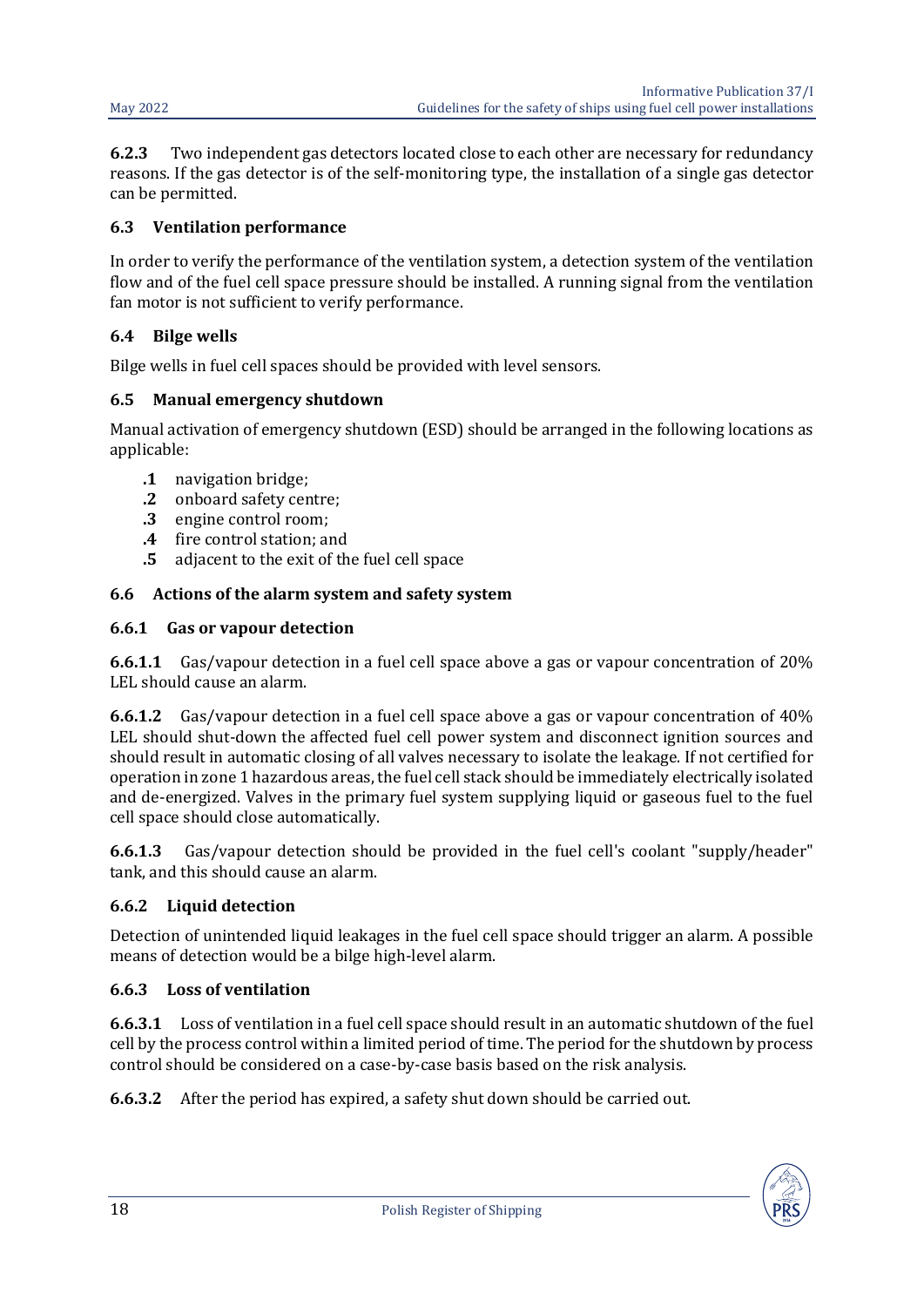**6.2.3** Two independent gas detectors located close to each other are necessary for redundancy reasons. If the gas detector is of the self-monitoring type, the installation of a single gas detector can be permitted.

## 6.3 Ventilation performance

In order to verify the performance of the ventilation system, a detection system of the ventilation flow and of the fuel cell space pressure should be installed. A running signal from the ventilation fan motor is not sufficient to verify performance.

## 6.4 Bilge wells

Bilge wells in fuel cell spaces should be provided with level sensors.

## 6.5 Manual emergency shutdown

Manual activation of emergency shutdown (ESD) should be arranged in the following locations as applicable:

- **.1** navigation bridge;
- **.2** onboard safety centre;
- **.3** engine control room;
- **.4** fire control station; and
- **.5** adjacent to the exit of the fuel cell space

## 6.6 Actions of the alarm system and safety system

### 6.6.1 Gas or vapour detection

**6.6.1.1** Gas/vapour detection in a fuel cell space above a gas or vapour concentration of 20% LEL should cause an alarm.

**6.6.1.2** Gas/vapour detection in a fuel cell space above a gas or vapour concentration of 40% LEL should shut-down the affected fuel cell power system and disconnect ignition sources and should result in automatic closing of all valves necessary to isolate the leakage. If not certified for operation in zone 1 hazardous areas, the fuel cell stack should be immediately electrically isolated and de-energized. Valves in the primary fuel system supplying liquid or gaseous fuel to the fuel cell space should close automatically.

**6.6.1.3** Gas/vapour detection should be provided in the fuel cell's coolant "supply/header" tank, and this should cause an alarm.

### 6.6.2 Liquid detection

Detection of unintended liquid leakages in the fuel cell space should trigger an alarm. A possible means of detection would be a bilge high-level alarm.

### 6.6.3 Loss of ventilation

**6.6.3.1** Loss of ventilation in a fuel cell space should result in an automatic shutdown of the fuel cell by the process control within a limited period of time. The period for the shutdown by process control should be considered on a case-by-case basis based on the risk analysis.

**6.6.3.2** After the period has expired, a safety shut down should be carried out.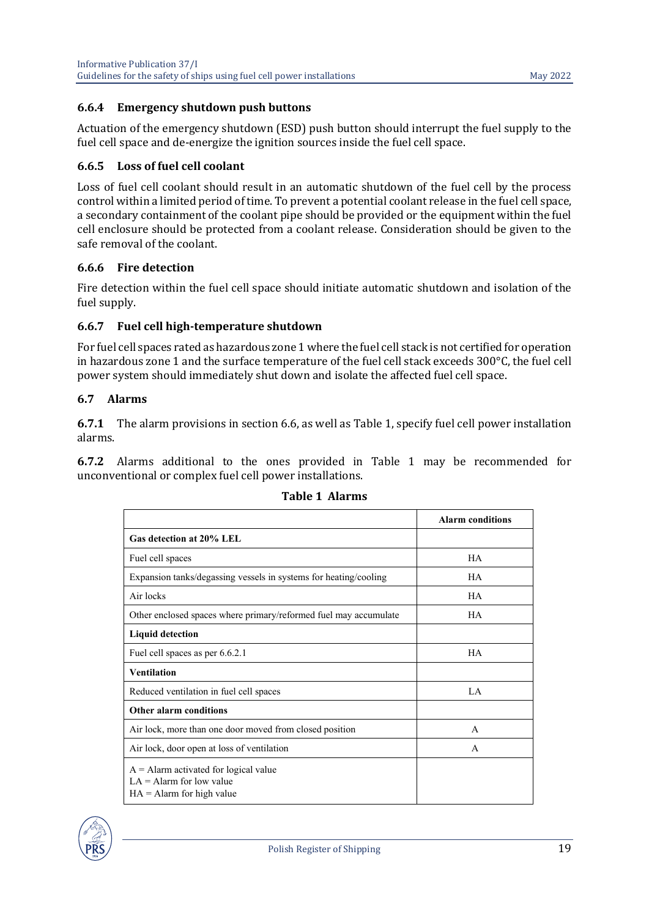### 6.6.4 Emergency shutdown push buttons

Actuation of the emergency shutdown (ESD) push button should interrupt the fuel supply to the fuel cell space and de-energize the ignition sources inside the fuel cell space.

### 6.6.5 Loss of fuel cell coolant

Loss of fuel cell coolant should result in an automatic shutdown of the fuel cell by the process control within a limited period of time. To prevent a potential coolant release in the fuel cell space, a secondary containment of the coolant pipe should be provided or the equipment within the fuel cell enclosure should be protected from a coolant release. Consideration should be given to the safe removal of the coolant.

### 6.6.6 Fire detection

Fire detection within the fuel cell space should initiate automatic shutdown and isolation of the fuel supply.

### 6.6.7 Fuel cell high-temperature shutdown

For fuel cell spaces rated as hazardous zone 1 where the fuel cell stack is not certified for operation in hazardous zone 1 and the surface temperature of the fuel cell stack exceeds 300°C, the fuel cell power system should immediately shut down and isolate the affected fuel cell space.

## 6.7 Alarms

**6.7.1** The alarm provisions in section 6.6, as well as Table 1, specify fuel cell power installation alarms.

**6.7.2** Alarms additional to the ones provided in Table 1 may be recommended for unconventional or complex fuel cell power installations.

**Table 1 Alarms**

| | Alarm conditions |
|---|---|
| **Gas detection at 20% LEL** | |
| Fuel cell spaces | HA |
| Expansion tanks/degassing vessels in systems for heating/cooling | HA |
| Air locks | HA |
| Other enclosed spaces where primary/reformed fuel may accumulate | HA |
| **Liquid detection** | |
| Fuel cell spaces as per 6.6.2.1 | HA |
| **Ventilation** | |
| Reduced ventilation in fuel cell spaces | LA |
| **Other alarm conditions** | |
| Air lock, more than one door moved from closed position | A |
| Air lock, door open at loss of ventilation | A |
| A = Alarm activated for logical value<br>LA = Alarm for low value<br>HA = Alarm for high value | |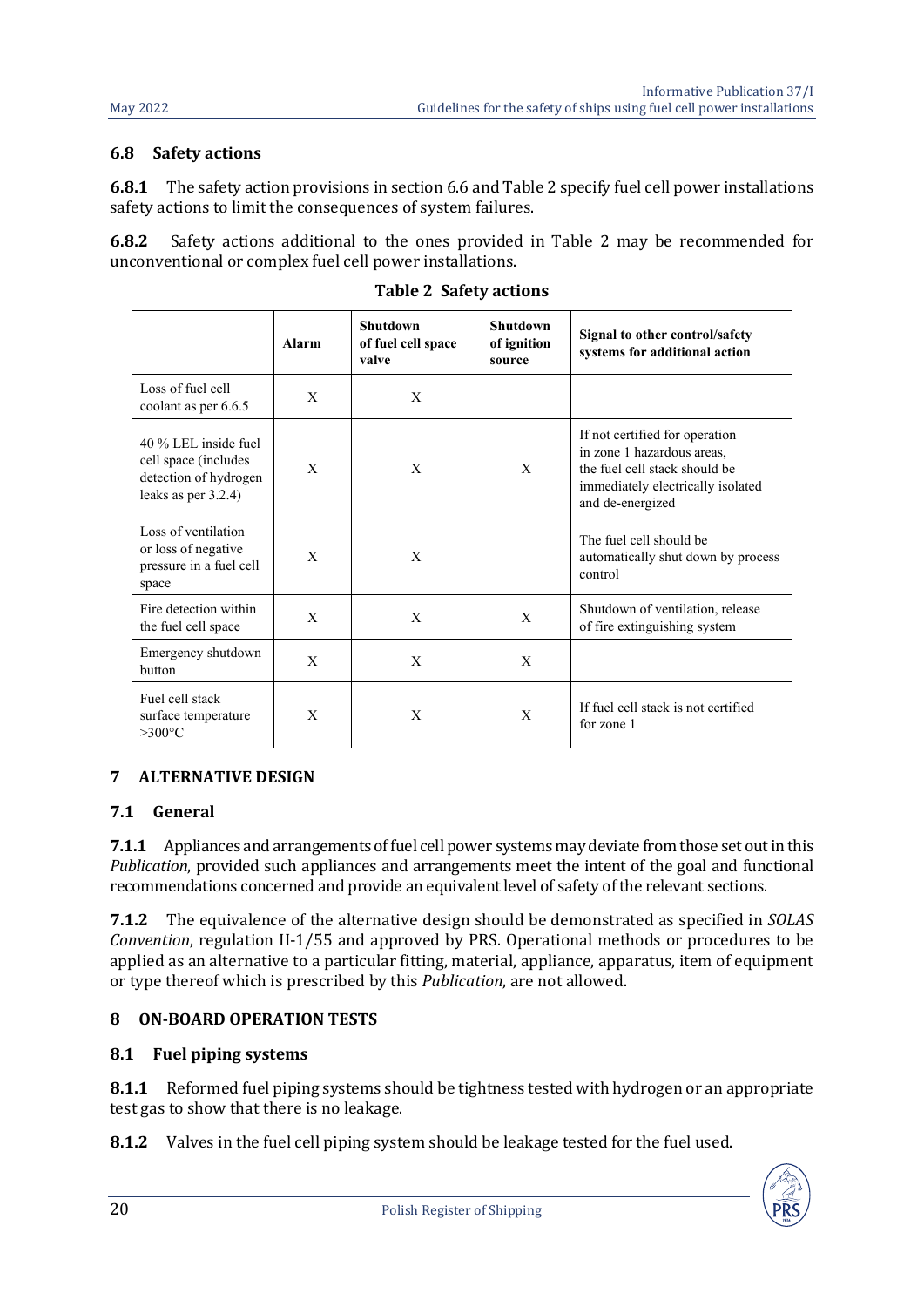### 6.8 Safety actions

**6.8.1** The safety action provisions in section 6.6 and Table 2 specify fuel cell power installations safety actions to limit the consequences of system failures.

**6.8.2** Safety actions additional to the ones provided in Table 2 may be recommended for unconventional or complex fuel cell power installations.

**Table 2 Safety actions**

| | Alarm | Shutdown of fuel cell space valve | Shutdown of ignition source | Signal to other control/safety systems for additional action |
|---|---|---|---|---|
| Loss of fuel cell coolant as per 6.6.5 | X | X | | |
| 40 % LEL inside fuel cell space (includes detection of hydrogen leaks as per 3.2.4) | X | X | X | If not certified for operation in zone 1 hazardous areas, the fuel cell stack should be immediately electrically isolated and de-energized |
| Loss of ventilation or loss of negative pressure in a fuel cell space | X | X | | The fuel cell should be automatically shut down by process control |
| Fire detection within the fuel cell space | X | X | X | Shutdown of ventilation, release of fire extinguishing system |
| Emergency shutdown button | X | X | X | |
| Fuel cell stack surface temperature >300°C | X | X | X | If fuel cell stack is not certified for zone 1 |

## 7 ALTERNATIVE DESIGN

### 7.1 General

**7.1.1** Appliances and arrangements of fuel cell power systems may deviate from those set out in this *Publication*, provided such appliances and arrangements meet the intent of the goal and functional recommendations concerned and provide an equivalent level of safety of the relevant sections.

**7.1.2** The equivalence of the alternative design should be demonstrated as specified in *SOLAS Convention*, regulation II-1/55 and approved by PRS. Operational methods or procedures to be applied as an alternative to a particular fitting, material, appliance, apparatus, item of equipment or type thereof which is prescribed by this *Publication*, are not allowed.

## 8 ON-BOARD OPERATION TESTS

### 8.1 Fuel piping systems

**8.1.1** Reformed fuel piping systems should be tightness tested with hydrogen or an appropriate test gas to show that there is no leakage.

**8.1.2** Valves in the fuel cell piping system should be leakage tested for the fuel used.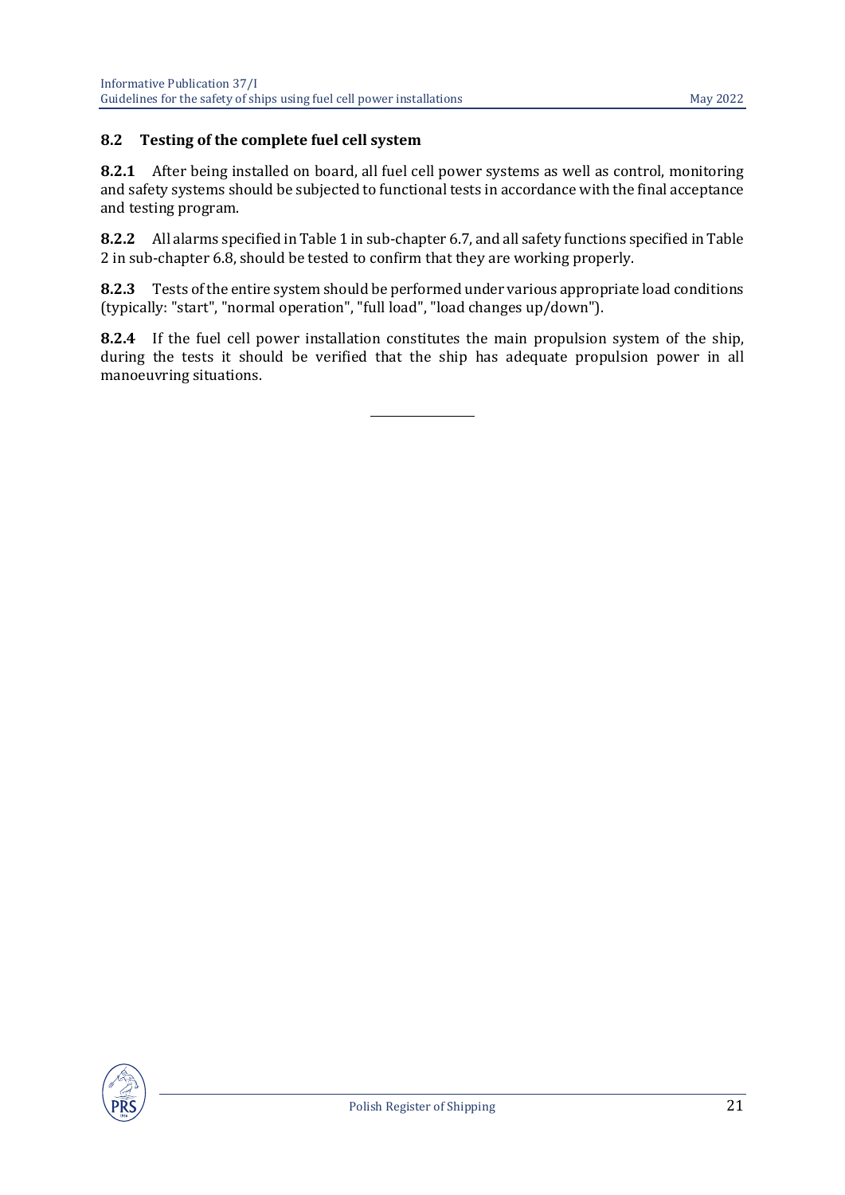## 8.2 Testing of the complete fuel cell system

**8.2.1** After being installed on board, all fuel cell power systems as well as control, monitoring and safety systems should be subjected to functional tests in accordance with the final acceptance and testing program.

**8.2.2** All alarms specified in Table 1 in sub-chapter 6.7, and all safety functions specified in Table 2 in sub-chapter 6.8, should be tested to confirm that they are working properly.

**8.2.3** Tests of the entire system should be performed under various appropriate load conditions (typically: "start", "normal operation", "full load", "load changes up/down").

**8.2.4** If the fuel cell power installation constitutes the main propulsion system of the ship, during the tests it should be verified that the ship has adequate propulsion power in all manoeuvring situations.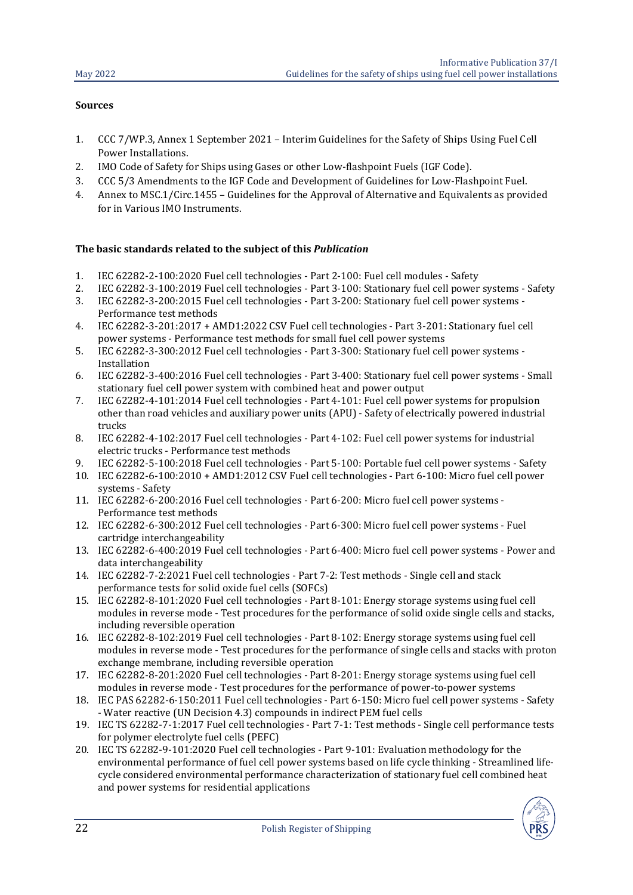**Sources**

1. CCC 7/WP.3, Annex 1 September 2021 – Interim Guidelines for the Safety of Ships Using Fuel Cell Power Installations.
2. IMO Code of Safety for Ships using Gases or other Low-flashpoint Fuels (IGF Code).
3. CCC 5/3 Amendments to the IGF Code and Development of Guidelines for Low-Flashpoint Fuel.
4. Annex to MSC.1/Circ.1455 – Guidelines for the Approval of Alternative and Equivalents as provided for in Various IMO Instruments.

**The basic standards related to the subject of this *Publication***

1. IEC 62282-2-100:2020 Fuel cell technologies - Part 2-100: Fuel cell modules - Safety
2. IEC 62282-3-100:2019 Fuel cell technologies - Part 3-100: Stationary fuel cell power systems - Safety
3. IEC 62282-3-200:2015 Fuel cell technologies - Part 3-200: Stationary fuel cell power systems - Performance test methods
4. IEC 62282-3-201:2017 + AMD1:2022 CSV Fuel cell technologies - Part 3-201: Stationary fuel cell power systems - Performance test methods for small fuel cell power systems
5. IEC 62282-3-300:2012 Fuel cell technologies - Part 3-300: Stationary fuel cell power systems - Installation
6. IEC 62282-3-400:2016 Fuel cell technologies - Part 3-400: Stationary fuel cell power systems - Small stationary fuel cell power system with combined heat and power output
7. IEC 62282-4-101:2014 Fuel cell technologies - Part 4-101: Fuel cell power systems for propulsion other than road vehicles and auxiliary power units (APU) - Safety of electrically powered industrial trucks
8. IEC 62282-4-102:2017 Fuel cell technologies - Part 4-102: Fuel cell power systems for industrial electric trucks - Performance test methods
9. IEC 62282-5-100:2018 Fuel cell technologies - Part 5-100: Portable fuel cell power systems - Safety
10. IEC 62282-6-100:2010 + AMD1:2012 CSV Fuel cell technologies - Part 6-100: Micro fuel cell power systems - Safety
11. IEC 62282-6-200:2016 Fuel cell technologies - Part 6-200: Micro fuel cell power systems - Performance test methods
12. IEC 62282-6-300:2012 Fuel cell technologies - Part 6-300: Micro fuel cell power systems - Fuel cartridge interchangeability
13. IEC 62282-6-400:2019 Fuel cell technologies - Part 6-400: Micro fuel cell power systems - Power and data interchangeability
14. IEC 62282-7-2:2021 Fuel cell technologies - Part 7-2: Test methods - Single cell and stack performance tests for solid oxide fuel cells (SOFCs)
15. IEC 62282-8-101:2020 Fuel cell technologies - Part 8-101: Energy storage systems using fuel cell modules in reverse mode - Test procedures for the performance of solid oxide single cells and stacks, including reversible operation
16. IEC 62282-8-102:2019 Fuel cell technologies - Part 8-102: Energy storage systems using fuel cell modules in reverse mode - Test procedures for the performance of single cells and stacks with proton exchange membrane, including reversible operation
17. IEC 62282-8-201:2020 Fuel cell technologies - Part 8-201: Energy storage systems using fuel cell modules in reverse mode - Test procedures for the performance of power-to-power systems
18. IEC PAS 62282-6-150:2011 Fuel cell technologies - Part 6-150: Micro fuel cell power systems - Safety - Water reactive (UN Decision 4.3) compounds in indirect PEM fuel cells
19. IEC TS 62282-7-1:2017 Fuel cell technologies - Part 7-1: Test methods - Single cell performance tests for polymer electrolyte fuel cells (PEFC)
20. IEC TS 62282-9-101:2020 Fuel cell technologies - Part 9-101: Evaluation methodology for the environmental performance of fuel cell power systems based on life cycle thinking - Streamlined life-cycle considered environmental performance characterization of stationary fuel cell combined heat and power systems for residential applications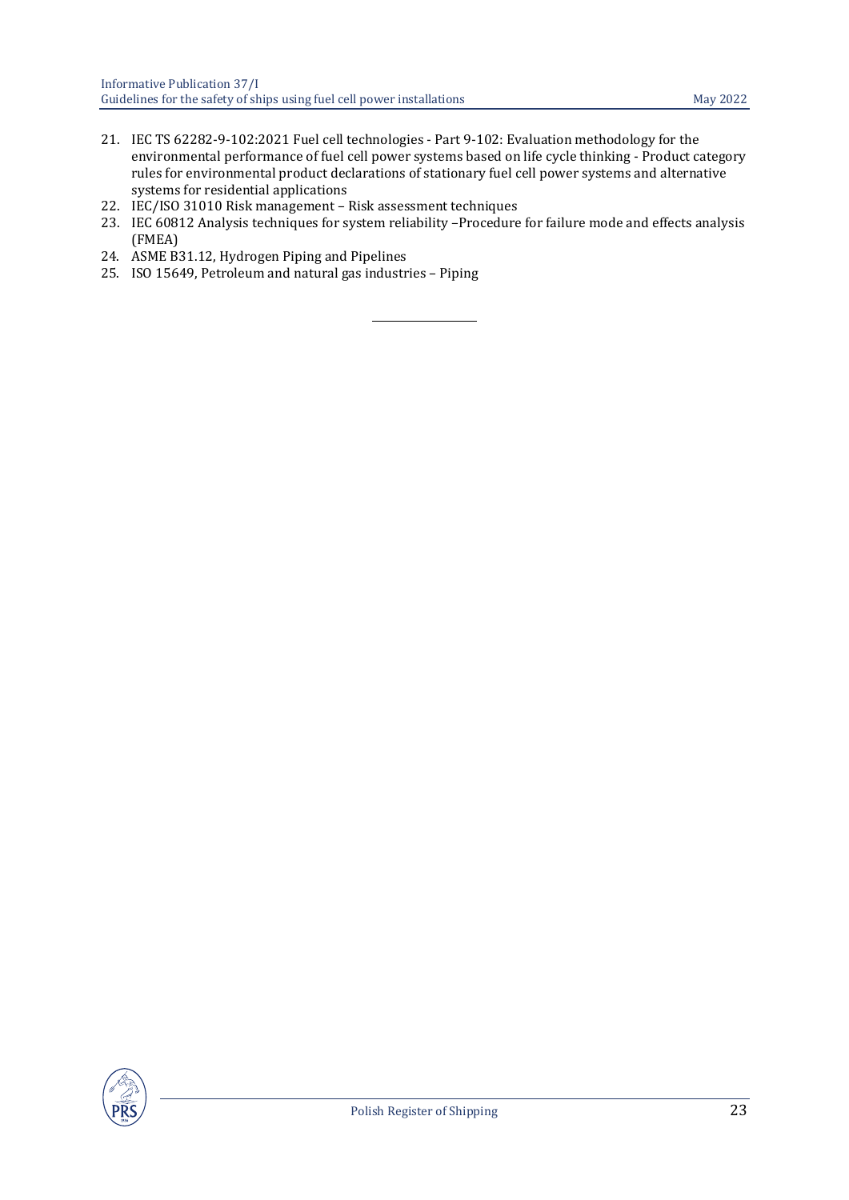21. IEC TS 62282-9-102:2021 Fuel cell technologies - Part 9-102: Evaluation methodology for the environmental performance of fuel cell power systems based on life cycle thinking - Product category rules for environmental product declarations of stationary fuel cell power systems and alternative systems for residential applications
22. IEC/ISO 31010 Risk management – Risk assessment techniques
23. IEC 60812 Analysis techniques for system reliability –Procedure for failure mode and effects analysis (FMEA)
24. ASME B31.12, Hydrogen Piping and Pipelines
25. ISO 15649, Petroleum and natural gas industries – Piping